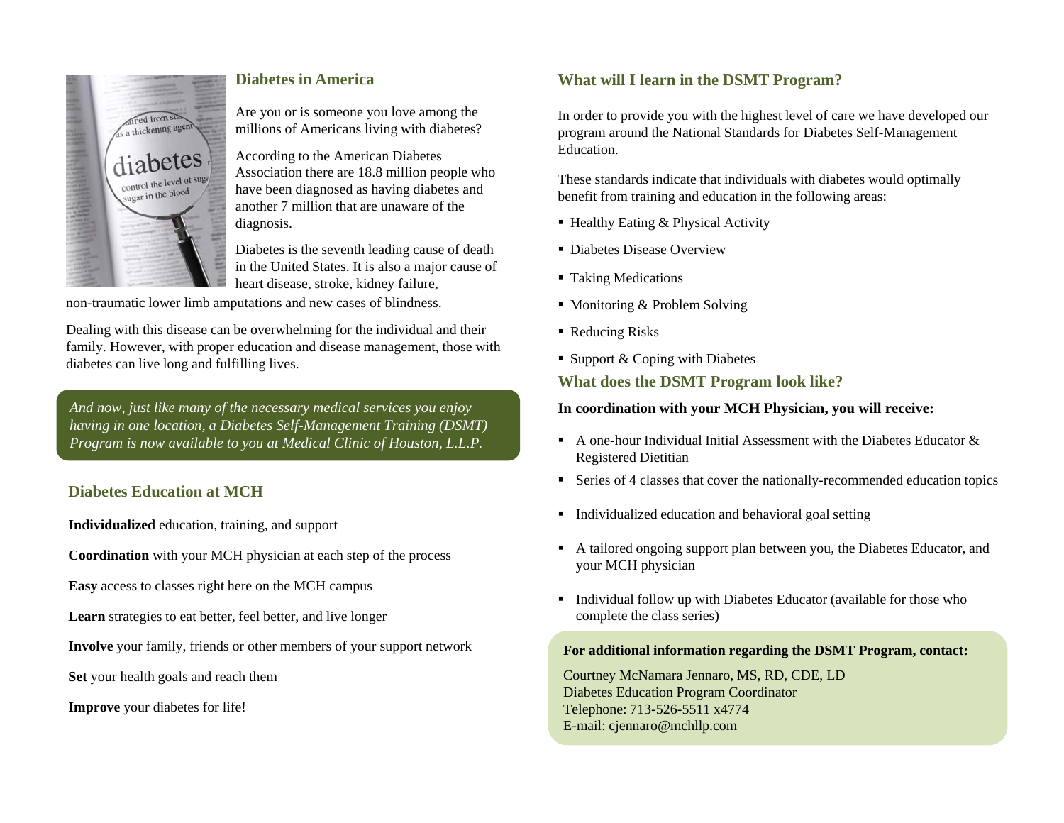## Diabetes in America

Are you or is someone you love among the millions of Americans living with diabetes?

According to the American Diabetes Association there are 18.8 million people who have been diagnosed as having diabetes and another 7 million that are unaware of the diagnosis.

Diabetes is the seventh leading cause of death in the United States. It is also a major cause of heart disease, stroke, kidney failure, non-traumatic lower limb amputations and new cases of blindness.

Dealing with this disease can be overwhelming for the individual and their family. However, with proper education and disease management, those with diabetes can live long and fulfilling lives.

*And now, just like many of the necessary medical services you enjoy having in one location, a Diabetes Self-Management Training (DSMT) Program is now available to you at Medical Clinic of Houston, L.L.P.*

## Diabetes Education at MCH

**Individualized** education, training, and support

**Coordination** with your MCH physician at each step of the process

**Easy** access to classes right here on the MCH campus

**Learn** strategies to eat better, feel better, and live longer

**Involve** your family, friends or other members of your support network

**Set** your health goals and reach them

**Improve** your diabetes for life!

## What will I learn in the DSMT Program?

In order to provide you with the highest level of care we have developed our program around the National Standards for Diabetes Self-Management Education.

These standards indicate that individuals with diabetes would optimally benefit from training and education in the following areas:

- Healthy Eating & Physical Activity
- Diabetes Disease Overview
- Taking Medications
- Monitoring & Problem Solving
- Reducing Risks
- Support & Coping with Diabetes

## What does the DSMT Program look like?

**In coordination with your MCH Physician, you will receive:**

- A one-hour Individual Initial Assessment with the Diabetes Educator & Registered Dietitian
- Series of 4 classes that cover the nationally-recommended education topics
- Individualized education and behavioral goal setting
- A tailored ongoing support plan between you, the Diabetes Educator, and your MCH physician
- Individual follow up with Diabetes Educator (available for those who complete the class series)

**For additional information regarding the DSMT Program, contact:**

Courtney McNamara Jennaro, MS, RD, CDE, LD
Diabetes Education Program Coordinator
Telephone: 713-526-5511 x4774
E-mail: cjennaro@mchllp.com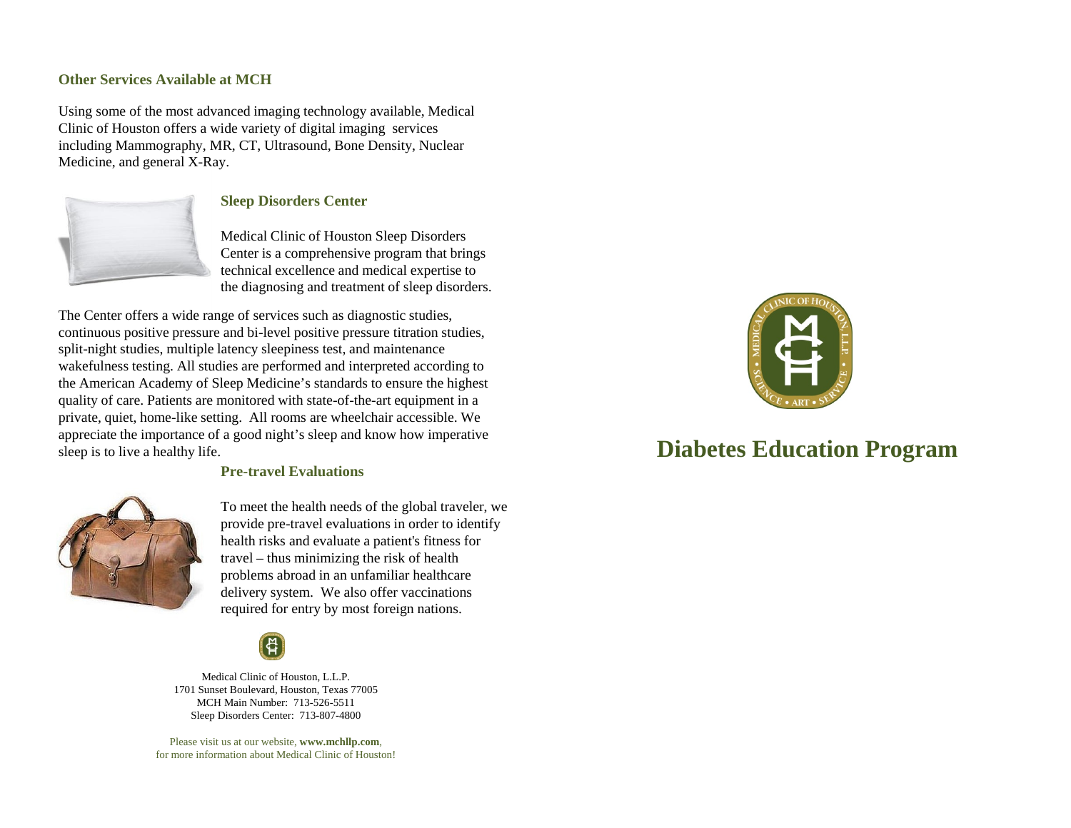## Other Services Available at MCH

Using some of the most advanced imaging technology available, Medical Clinic of Houston offers a wide variety of digital imaging services including Mammography, MR, CT, Ultrasound, Bone Density, Nuclear Medicine, and general X-Ray.

### Sleep Disorders Center

Medical Clinic of Houston Sleep Disorders Center is a comprehensive program that brings technical excellence and medical expertise to the diagnosing and treatment of sleep disorders.

The Center offers a wide range of services such as diagnostic studies, continuous positive pressure and bi-level positive pressure titration studies, split-night studies, multiple latency sleepiness test, and maintenance wakefulness testing. All studies are performed and interpreted according to the American Academy of Sleep Medicine's standards to ensure the highest quality of care. Patients are monitored with state-of-the-art equipment in a private, quiet, home-like setting. All rooms are wheelchair accessible. We appreciate the importance of a good night's sleep and know how imperative sleep is to live a healthy life.

### Pre-travel Evaluations

To meet the health needs of the global traveler, we provide pre-travel evaluations in order to identify health risks and evaluate a patient's fitness for travel – thus minimizing the risk of health problems abroad in an unfamiliar healthcare delivery system. We also offer vaccinations required for entry by most foreign nations.

Medical Clinic of Houston, L.L.P.
1701 Sunset Boulevard, Houston, Texas 77005
MCH Main Number: 713-526-5511
Sleep Disorders Center: 713-807-4800

Please visit us at our website, **www.mchllp.com**, for more information about Medical Clinic of Houston!

# Diabetes Education Program